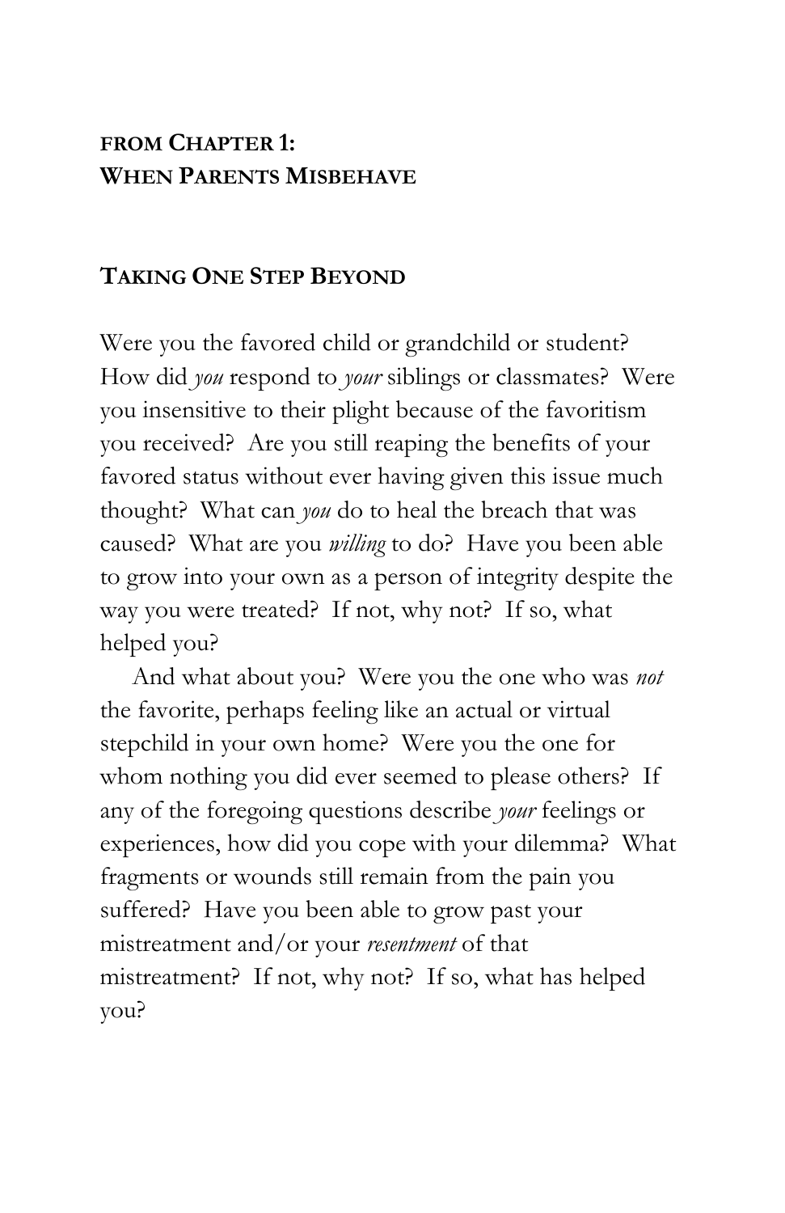**FROM CHAPTER 1:**
**WHEN PARENTS MISBEHAVE**

## TAKING ONE STEP BEYOND

Were you the favored child or grandchild or student? How did *you* respond to *your* siblings or classmates? Were you insensitive to their plight because of the favoritism you received? Are you still reaping the benefits of your favored status without ever having given this issue much thought? What can *you* do to heal the breach that was caused? What are you *willing* to do? Have you been able to grow into your own as a person of integrity despite the way you were treated? If not, why not? If so, what helped you?

And what about you? Were you the one who was *not* the favorite, perhaps feeling like an actual or virtual stepchild in your own home? Were you the one for whom nothing you did ever seemed to please others? If any of the foregoing questions describe *your* feelings or experiences, how did you cope with your dilemma? What fragments or wounds still remain from the pain you suffered? Have you been able to grow past your mistreatment and/or your *resentment* of that mistreatment? If not, why not? If so, what has helped you?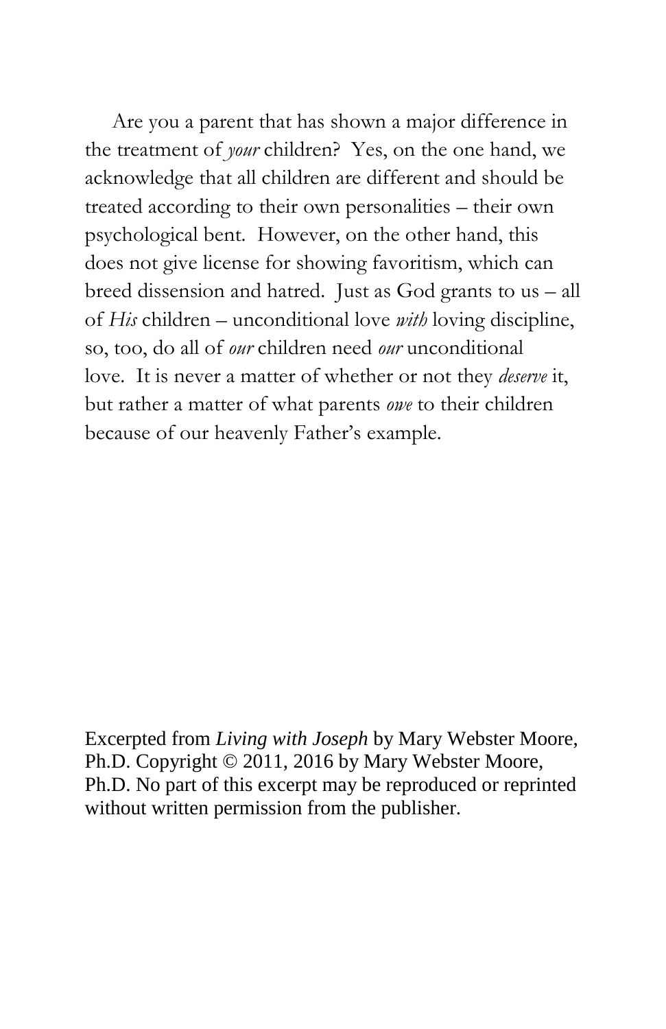Are you a parent that has shown a major difference in the treatment of *your* children? Yes, on the one hand, we acknowledge that all children are different and should be treated according to their own personalities – their own psychological bent. However, on the other hand, this does not give license for showing favoritism, which can breed dissension and hatred. Just as God grants to us – all of *His* children – unconditional love *with* loving discipline, so, too, do all of *our* children need *our* unconditional love. It is never a matter of whether or not they *deserve* it, but rather a matter of what parents *owe* to their children because of our heavenly Father's example.

Excerpted from *Living with Joseph* by Mary Webster Moore, Ph.D. Copyright © 2011, 2016 by Mary Webster Moore, Ph.D. No part of this excerpt may be reproduced or reprinted without written permission from the publisher.